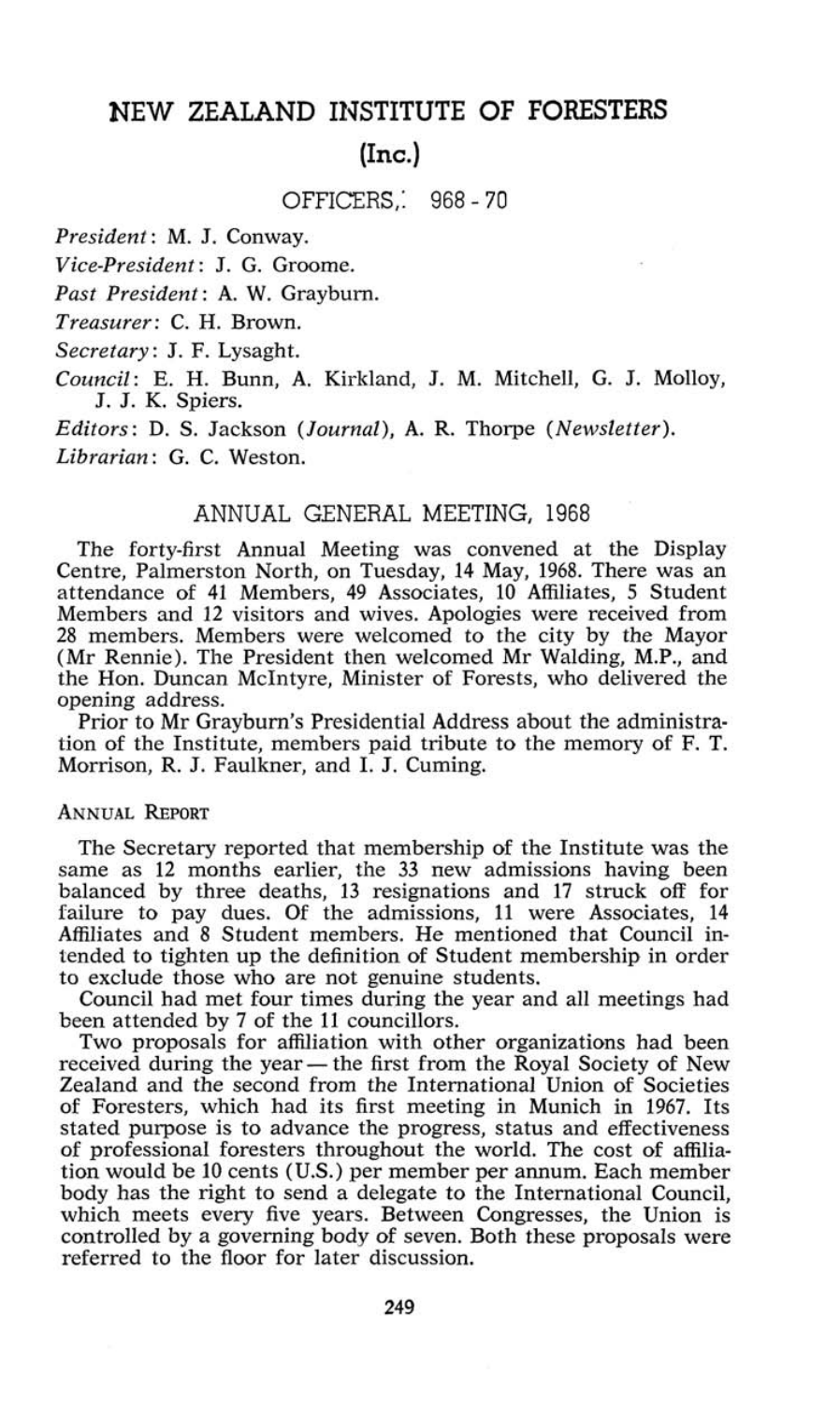# NEW ZEALAND INSTITUTE OF FORESTERS

## (Inc.)

### OFFICERS,: 968 - 70

*President*: M. J. Conway.

*Vice-President*: J. G. Groome.

*Past President*: A. W. Grayburn.

*Treasurer*: C. H. Brown.

*Secretary*: J. F. Lysaght.

*Council*: E. H. Bunn, A. Kirkland, J. M. Mitchell, G. J. Molloy, J. J. K. Spiers.

*Editors*: D. S. Jackson (*Journal*), A. R. Thorpe (*Newsletter*).

*Librarian*: G. C. Weston.

## ANNUAL GENERAL MEETING, 1968

The forty-first Annual Meeting was convened at the Display Centre, Palmerston North, on Tuesday, 14 May, 1968. There was an attendance of 41 Members, 49 Associates, 10 Affiliates, 5 Student Members and 12 visitors and wives. Apologies were received from 28 members. Members were welcomed to the city by the Mayor (Mr Rennie). The President then welcomed Mr Walding, M.P., and the Hon. Duncan McIntyre, Minister of Forests, who delivered the opening address.

Prior to Mr Grayburn's Presidential Address about the administration of the Institute, members paid tribute to the memory of F. T. Morrison, R. J. Faulkner, and I. J. Cuming.

### ANNUAL REPORT

The Secretary reported that membership of the Institute was the same as 12 months earlier, the 33 new admissions having been balanced by three deaths, 13 resignations and 17 struck off for failure to pay dues. Of the admissions, 11 were Associates, 14 Affiliates and 8 Student members. He mentioned that Council intended to tighten up the definition of Student membership in order to exclude those who are not genuine students.

Council had met four times during the year and all meetings had been attended by 7 of the 11 councillors.

Two proposals for affiliation with other organizations had been received during the year — the first from the Royal Society of New Zealand and the second from the International Union of Societies of Foresters, which had its first meeting in Munich in 1967. Its stated purpose is to advance the progress, status and effectiveness of professional foresters throughout the world. The cost of affiliation would be 10 cents (U.S.) per member per annum. Each member body has the right to send a delegate to the International Council, which meets every five years. Between Congresses, the Union is controlled by a governing body of seven. Both these proposals were referred to the floor for later discussion.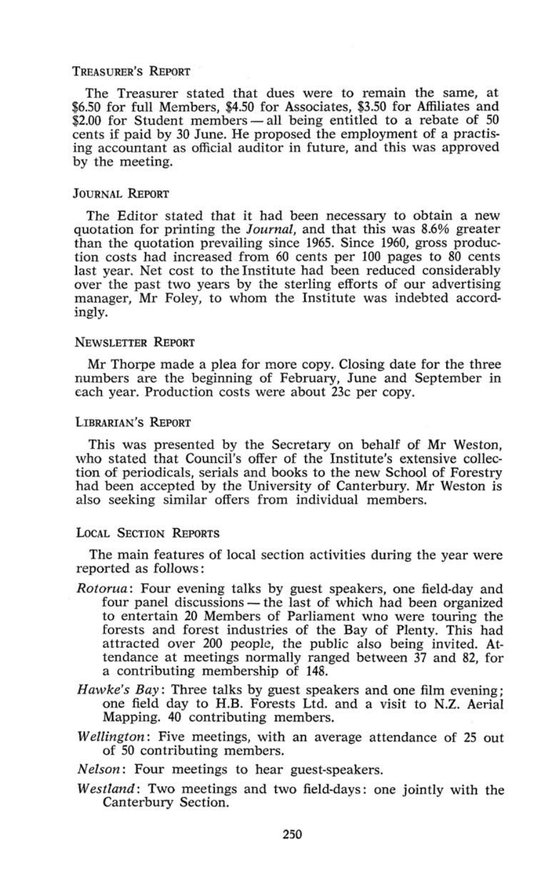### TREASURER'S REPORT

The Treasurer stated that dues were to remain the same, at $6.50 for full Members, $4.50 for Associates, $3.50 for Affiliates and $2.00 for Student members — all being entitled to a rebate of 50 cents if paid by 30 June. He proposed the employment of a practising accountant as official auditor in future, and this was approved by the meeting.

### JOURNAL REPORT

The Editor stated that it had been necessary to obtain a new quotation for printing the *Journal*, and that this was 8.6% greater than the quotation prevailing since 1965. Since 1960, gross production costs had increased from 60 cents per 100 pages to 80 cents last year. Net cost to the Institute had been reduced considerably over the past two years by the sterling efforts of our advertising manager, Mr Foley, to whom the Institute was indebted accordingly.

### NEWSLETTER REPORT

Mr Thorpe made a plea for more copy. Closing date for the three numbers are the beginning of February, June and September in each year. Production costs were about 23c per copy.

### LIBRARIAN'S REPORT

This was presented by the Secretary on behalf of Mr Weston, who stated that Council's offer of the Institute's extensive collection of periodicals, serials and books to the new School of Forestry had been accepted by the University of Canterbury. Mr Weston is also seeking similar offers from individual members.

### LOCAL SECTION REPORTS

The main features of local section activities during the year were reported as follows:

*Rotorua*: Four evening talks by guest speakers, one field-day and four panel discussions — the last of which had been organized to entertain 20 Members of Parliament who were touring the forests and forest industries of the Bay of Plenty. This had attracted over 200 people, the public also being invited. Attendance at meetings normally ranged between 37 and 82, for a contributing membership of 148.

*Hawke's Bay*: Three talks by guest speakers and one film evening; one field day to H.B. Forests Ltd. and a visit to N.Z. Aerial Mapping. 40 contributing members.

*Wellington*: Five meetings, with an average attendance of 25 out of 50 contributing members.

*Nelson*: Four meetings to hear guest-speakers.

*Westland*: Two meetings and two field-days: one jointly with the Canterbury Section.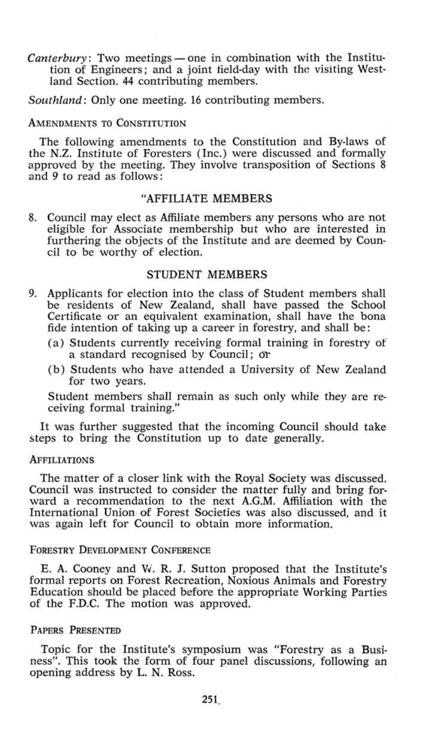*Canterbury*: Two meetings — one in combination with the Institution of Engineers; and a joint field-day with the visiting Westland Section. 44 contributing members.

*Southland*: Only one meeting. 16 contributing members.

### Amendments to Constitution

The following amendments to the Constitution and By-laws of the N.Z. Institute of Foresters (Inc.) were discussed and formally approved by the meeting. They involve transposition of Sections 8 and 9 to read as follows:

"AFFILIATE MEMBERS

8. Council may elect as Affiliate members any persons who are not eligible for Associate membership but who are interested in furthering the objects of the Institute and are deemed by Council to be worthy of election.

STUDENT MEMBERS

9. Applicants for election into the class of Student members shall be residents of New Zealand, shall have passed the School Certificate or an equivalent examination, shall have the bona fide intention of taking up a career in forestry, and shall be:
   (a) Students currently receiving formal training in forestry of a standard recognised by Council; or
   (b) Students who have attended a University of New Zealand for two years.

   Student members shall remain as such only while they are receiving formal training."

It was further suggested that the incoming Council should take steps to bring the Constitution up to date generally.

### Affiliations

The matter of a closer link with the Royal Society was discussed. Council was instructed to consider the matter fully and bring forward a recommendation to the next A.G.M. Affiliation with the International Union of Forest Societies was also discussed, and it was again left for Council to obtain more information.

### Forestry Development Conference

E. A. Cooney and W. R. J. Sutton proposed that the Institute's formal reports on Forest Recreation, Noxious Animals and Forestry Education should be placed before the appropriate Working Parties of the F.D.C. The motion was approved.

### Papers Presented

Topic for the Institute's symposium was "Forestry as a Business". This took the form of four panel discussions, following an opening address by L. N. Ross.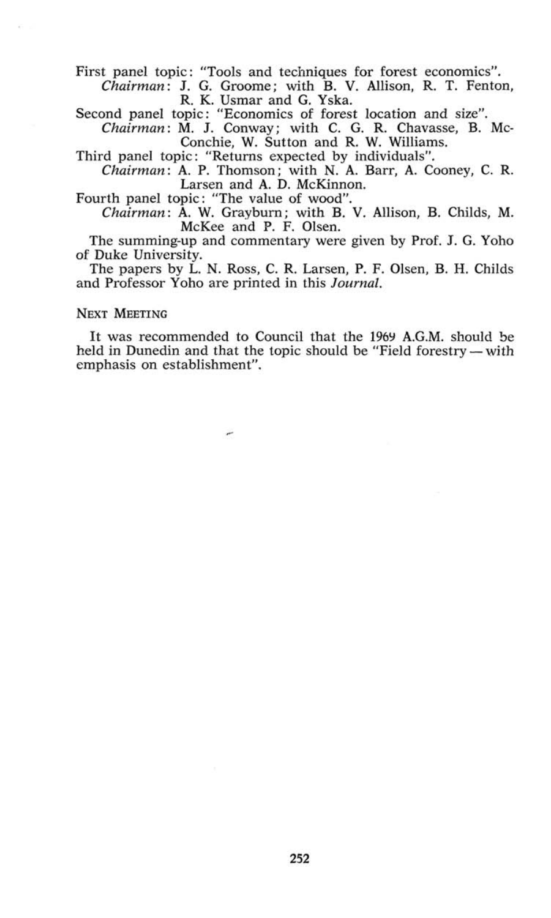First panel topic: "Tools and techniques for forest economics".
*Chairman*: J. G. Groome; with B. V. Allison, R. T. Fenton, R. K. Usmar and G. Yska.

Second panel topic: "Economics of forest location and size".
*Chairman*: M. J. Conway; with C. G. R. Chavasse, B. McConchie, W. Sutton and R. W. Williams.

Third panel topic: "Returns expected by individuals".
*Chairman*: A. P. Thomson; with N. A. Barr, A. Cooney, C. R. Larsen and A. D. McKinnon.

Fourth panel topic: "The value of wood".
*Chairman*: A. W. Grayburn; with B. V. Allison, B. Childs, M. McKee and P. F. Olsen.

The summing-up and commentary were given by Prof. J. G. Yoho of Duke University.

The papers by L. N. Ross, C. R. Larsen, P. F. Olsen, B. H. Childs and Professor Yoho are printed in this *Journal*.

## Next Meeting

It was recommended to Council that the 1969 A.G.M. should be held in Dunedin and that the topic should be "Field forestry — with emphasis on establishment".